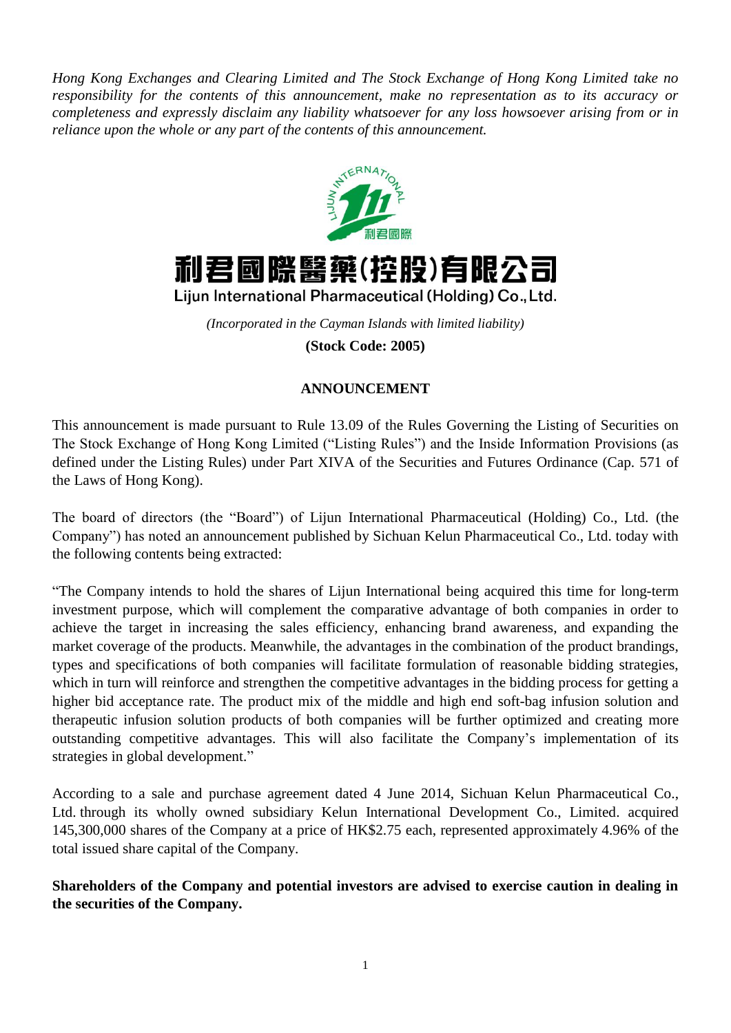*Hong Kong Exchanges and Clearing Limited and The Stock Exchange of Hong Kong Limited take no responsibility for the contents of this announcement, make no representation as to its accuracy or completeness and expressly disclaim any liability whatsoever for any loss howsoever arising from or in reliance upon the whole or any part of the contents of this announcement.*

# 利君國際醫藥(控股)有限公司
## Lijun International Pharmaceutical (Holding) Co., Ltd.

*(Incorporated in the Cayman Islands with limited liability)*

**(Stock Code: 2005)**

### ANNOUNCEMENT

This announcement is made pursuant to Rule 13.09 of the Rules Governing the Listing of Securities on The Stock Exchange of Hong Kong Limited ("Listing Rules") and the Inside Information Provisions (as defined under the Listing Rules) under Part XIVA of the Securities and Futures Ordinance (Cap. 571 of the Laws of Hong Kong).

The board of directors (the "Board") of Lijun International Pharmaceutical (Holding) Co., Ltd. (the Company") has noted an announcement published by Sichuan Kelun Pharmaceutical Co., Ltd. today with the following contents being extracted:

"The Company intends to hold the shares of Lijun International being acquired this time for long-term investment purpose, which will complement the comparative advantage of both companies in order to achieve the target in increasing the sales efficiency, enhancing brand awareness, and expanding the market coverage of the products. Meanwhile, the advantages in the combination of the product brandings, types and specifications of both companies will facilitate formulation of reasonable bidding strategies, which in turn will reinforce and strengthen the competitive advantages in the bidding process for getting a higher bid acceptance rate. The product mix of the middle and high end soft-bag infusion solution and therapeutic infusion solution products of both companies will be further optimized and creating more outstanding competitive advantages. This will also facilitate the Company's implementation of its strategies in global development."

According to a sale and purchase agreement dated 4 June 2014, Sichuan Kelun Pharmaceutical Co., Ltd. through its wholly owned subsidiary Kelun International Development Co., Limited. acquired 145,300,000 shares of the Company at a price of HK$2.75 each, represented approximately 4.96% of the total issued share capital of the Company.

**Shareholders of the Company and potential investors are advised to exercise caution in dealing in the securities of the Company.**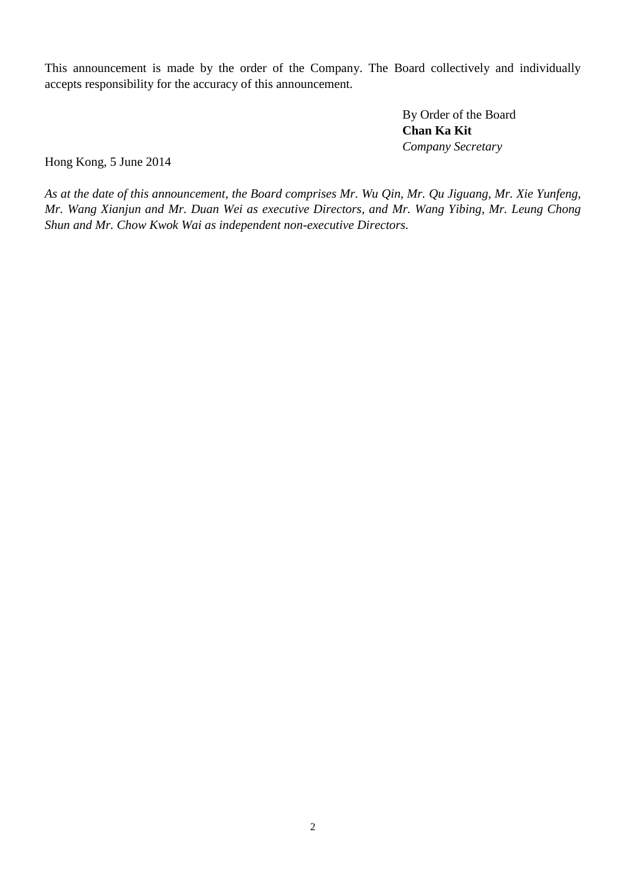This announcement is made by the order of the Company. The Board collectively and individually accepts responsibility for the accuracy of this announcement.

By Order of the Board
**Chan Ka Kit**
*Company Secretary*

Hong Kong, 5 June 2014

*As at the date of this announcement, the Board comprises Mr. Wu Qin, Mr. Qu Jiguang, Mr. Xie Yunfeng, Mr. Wang Xianjun and Mr. Duan Wei as executive Directors, and Mr. Wang Yibing, Mr. Leung Chong Shun and Mr. Chow Kwok Wai as independent non-executive Directors.*